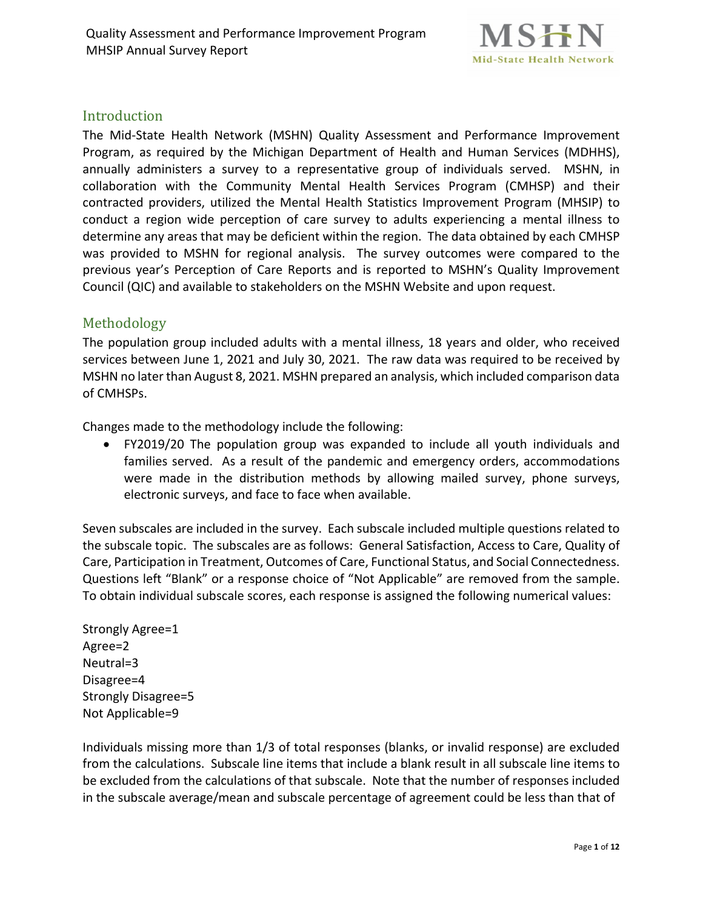## Introduction

The Mid-State Health Network (MSHN) Quality Assessment and Performance Improvement Program, as required by the Michigan Department of Health and Human Services (MDHHS), annually administers a survey to a representative group of individuals served. MSHN, in collaboration with the Community Mental Health Services Program (CMHSP) and their contracted providers, utilized the Mental Health Statistics Improvement Program (MHSIP) to conduct a region wide perception of care survey to adults experiencing a mental illness to determine any areas that may be deficient within the region. The data obtained by each CMHSP was provided to MSHN for regional analysis. The survey outcomes were compared to the previous year's Perception of Care Reports and is reported to MSHN's Quality Improvement Council (QIC) and available to stakeholders on the MSHN Website and upon request.

## Methodology

The population group included adults with a mental illness, 18 years and older, who received services between June 1, 2021 and July 30, 2021. The raw data was required to be received by MSHN no later than August 8, 2021. MSHN prepared an analysis, which included comparison data of CMHSPs.

Changes made to the methodology include the following:

- FY2019/20 The population group was expanded to include all youth individuals and families served. As a result of the pandemic and emergency orders, accommodations were made in the distribution methods by allowing mailed survey, phone surveys, electronic surveys, and face to face when available.

Seven subscales are included in the survey. Each subscale included multiple questions related to the subscale topic. The subscales are as follows: General Satisfaction, Access to Care, Quality of Care, Participation in Treatment, Outcomes of Care, Functional Status, and Social Connectedness. Questions left "Blank" or a response choice of "Not Applicable" are removed from the sample. To obtain individual subscale scores, each response is assigned the following numerical values:

Strongly Agree=1
Agree=2
Neutral=3
Disagree=4
Strongly Disagree=5
Not Applicable=9

Individuals missing more than 1/3 of total responses (blanks, or invalid response) are excluded from the calculations. Subscale line items that include a blank result in all subscale line items to be excluded from the calculations of that subscale. Note that the number of responses included in the subscale average/mean and subscale percentage of agreement could be less than that of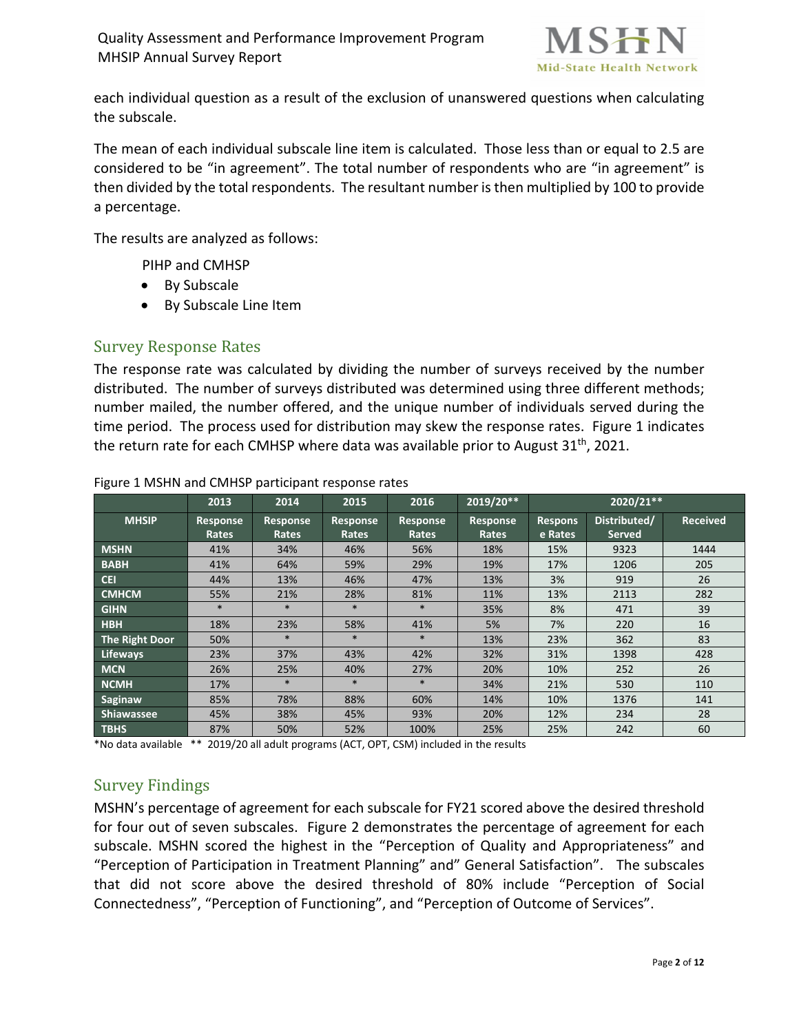each individual question as a result of the exclusion of unanswered questions when calculating the subscale.

The mean of each individual subscale line item is calculated. Those less than or equal to 2.5 are considered to be "in agreement". The total number of respondents who are "in agreement" is then divided by the total respondents. The resultant number is then multiplied by 100 to provide a percentage.

The results are analyzed as follows:

PIHP and CMHSP

- By Subscale
- By Subscale Line Item

## Survey Response Rates

The response rate was calculated by dividing the number of surveys received by the number distributed. The number of surveys distributed was determined using three different methods; number mailed, the number offered, and the unique number of individuals served during the time period. The process used for distribution may skew the response rates. Figure 1 indicates the return rate for each CMHSP where data was available prior to August 31th, 2021.

Figure 1 MSHN and CMHSP participant response rates

| | 2013 | 2014 | 2015 | 2016 | 2019/20** | 2020/21** | | |
|---|---|---|---|---|---|---|---|---|
| **MHSIP** | **Response Rates** | **Response Rates** | **Response Rates** | **Response Rates** | **Response Rates** | **Response Rates** | **Distributed/ Served** | **Received** |
| **MSHN** | 41% | 34% | 46% | 56% | 18% | 15% | 9323 | 1444 |
| **BABH** | 41% | 64% | 59% | 29% | 19% | 17% | 1206 | 205 |
| **CEI** | 44% | 13% | 46% | 47% | 13% | 3% | 919 | 26 |
| **CMHCM** | 55% | 21% | 28% | 81% | 11% | 13% | 2113 | 282 |
| **GIHN** | * | * | * | * | 35% | 8% | 471 | 39 |
| **HBH** | 18% | 23% | 58% | 41% | 5% | 7% | 220 | 16 |
| **The Right Door** | 50% | * | * | * | 13% | 23% | 362 | 83 |
| **Lifeways** | 23% | 37% | 43% | 42% | 32% | 31% | 1398 | 428 |
| **MCN** | 26% | 25% | 40% | 27% | 20% | 10% | 252 | 26 |
| **NCMH** | 17% | * | * | * | 34% | 21% | 530 | 110 |
| **Saginaw** | 85% | 78% | 88% | 60% | 14% | 10% | 1376 | 141 |
| **Shiawassee** | 45% | 38% | 45% | 93% | 20% | 12% | 234 | 28 |
| **TBHS** | 87% | 50% | 52% | 100% | 25% | 25% | 242 | 60 |

*No data available ** 2019/20 all adult programs (ACT, OPT, CSM) included in the results

## Survey Findings

MSHN's percentage of agreement for each subscale for FY21 scored above the desired threshold for four out of seven subscales. Figure 2 demonstrates the percentage of agreement for each subscale. MSHN scored the highest in the "Perception of Quality and Appropriateness" and "Perception of Participation in Treatment Planning" and" General Satisfaction". The subscales that did not score above the desired threshold of 80% include "Perception of Social Connectedness", "Perception of Functioning", and "Perception of Outcome of Services".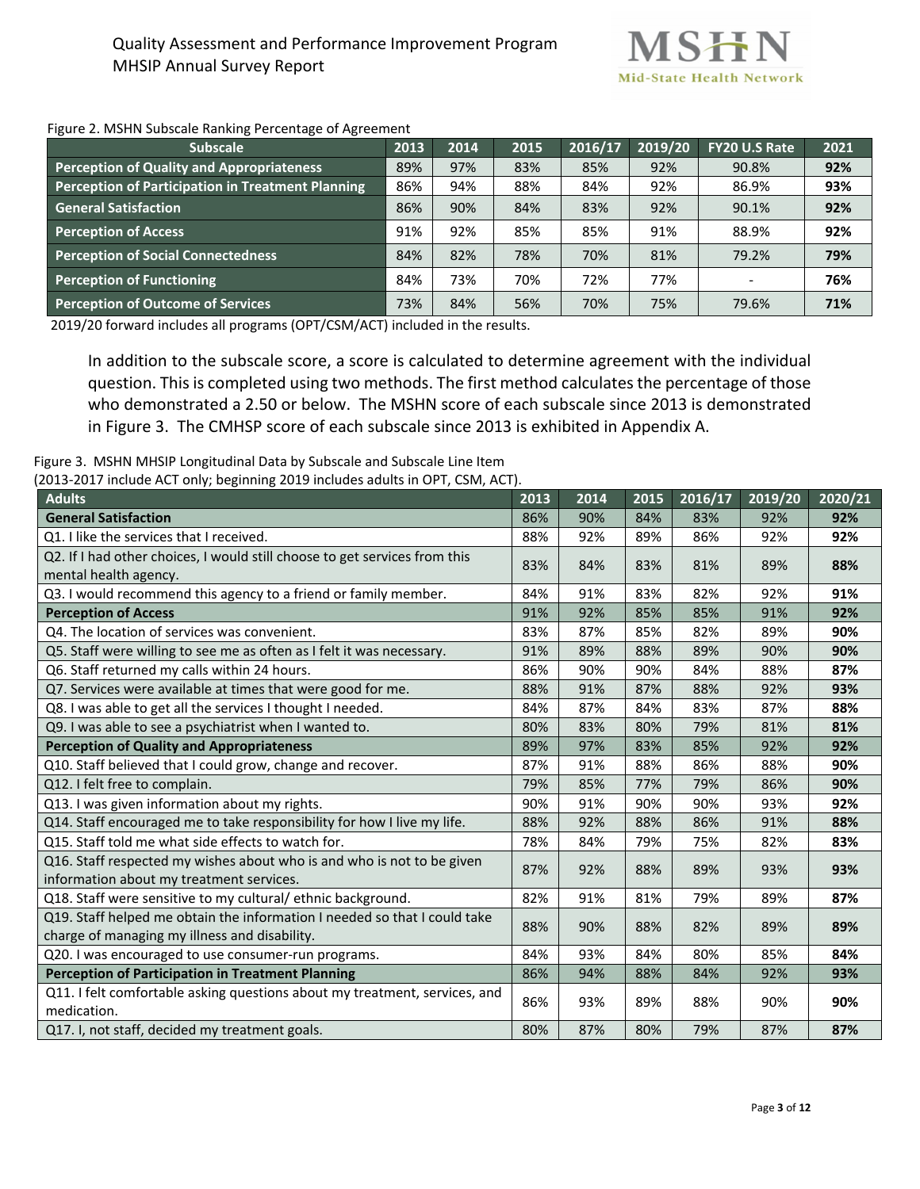Figure 2. MSHN Subscale Ranking Percentage of Agreement

| Subscale | 2013 | 2014 | 2015 | 2016/17 | 2019/20 | FY20 U.S Rate | 2021 |
|---|---|---|---|---|---|---|---|
| **Perception of Quality and Appropriateness** | 89% | 97% | 83% | 85% | 92% | 90.8% | **92%** |
| **Perception of Participation in Treatment Planning** | 86% | 94% | 88% | 84% | 92% | 86.9% | **93%** |
| **General Satisfaction** | 86% | 90% | 84% | 83% | 92% | 90.1% | **92%** |
| **Perception of Access** | 91% | 92% | 85% | 85% | 91% | 88.9% | **92%** |
| **Perception of Social Connectedness** | 84% | 82% | 78% | 70% | 81% | 79.2% | **79%** |
| **Perception of Functioning** | 84% | 73% | 70% | 72% | 77% | - | **76%** |
| **Perception of Outcome of Services** | 73% | 84% | 56% | 70% | 75% | 79.6% | **71%** |

2019/20 forward includes all programs (OPT/CSM/ACT) included in the results.

In addition to the subscale score, a score is calculated to determine agreement with the individual question. This is completed using two methods. The first method calculates the percentage of those who demonstrated a 2.50 or below. The MSHN score of each subscale since 2013 is demonstrated in Figure 3. The CMHSP score of each subscale since 2013 is exhibited in Appendix A.

Figure 3. MSHN MHSIP Longitudinal Data by Subscale and Subscale Line Item
(2013-2017 include ACT only; beginning 2019 includes adults in OPT, CSM, ACT).

| Adults | 2013 | 2014 | 2015 | 2016/17 | 2019/20 | 2020/21 |
|---|---|---|---|---|---|---|
| **General Satisfaction** | 86% | 90% | 84% | 83% | 92% | **92%** |
| Q1. I like the services that I received. | 88% | 92% | 89% | 86% | 92% | **92%** |
| Q2. If I had other choices, I would still choose to get services from this mental health agency. | 83% | 84% | 83% | 81% | 89% | **88%** |
| Q3. I would recommend this agency to a friend or family member. | 84% | 91% | 83% | 82% | 92% | **91%** |
| **Perception of Access** | 91% | 92% | 85% | 85% | 91% | **92%** |
| Q4. The location of services was convenient. | 83% | 87% | 85% | 82% | 89% | **90%** |
| Q5. Staff were willing to see me as often as I felt it was necessary. | 91% | 89% | 88% | 89% | 90% | **90%** |
| Q6. Staff returned my calls within 24 hours. | 86% | 90% | 90% | 84% | 88% | **87%** |
| Q7. Services were available at times that were good for me. | 88% | 91% | 87% | 88% | 92% | **93%** |
| Q8. I was able to get all the services I thought I needed. | 84% | 87% | 84% | 83% | 87% | **88%** |
| Q9. I was able to see a psychiatrist when I wanted to. | 80% | 83% | 80% | 79% | 81% | **81%** |
| **Perception of Quality and Appropriateness** | 89% | 97% | 83% | 85% | 92% | **92%** |
| Q10. Staff believed that I could grow, change and recover. | 87% | 91% | 88% | 86% | 88% | **90%** |
| Q12. I felt free to complain. | 79% | 85% | 77% | 79% | 86% | **90%** |
| Q13. I was given information about my rights. | 90% | 91% | 90% | 90% | 93% | **92%** |
| Q14. Staff encouraged me to take responsibility for how I live my life. | 88% | 92% | 88% | 86% | 91% | **88%** |
| Q15. Staff told me what side effects to watch for. | 78% | 84% | 79% | 75% | 82% | **83%** |
| Q16. Staff respected my wishes about who is and who is not to be given information about my treatment services. | 87% | 92% | 88% | 89% | 93% | **93%** |
| Q18. Staff were sensitive to my cultural/ ethnic background. | 82% | 91% | 81% | 79% | 89% | **87%** |
| Q19. Staff helped me obtain the information I needed so that I could take charge of managing my illness and disability. | 88% | 90% | 88% | 82% | 89% | **89%** |
| Q20. I was encouraged to use consumer-run programs. | 84% | 93% | 84% | 80% | 85% | **84%** |
| **Perception of Participation in Treatment Planning** | 86% | 94% | 88% | 84% | 92% | **93%** |
| Q11. I felt comfortable asking questions about my treatment, services, and medication. | 86% | 93% | 89% | 88% | 90% | **90%** |
| Q17. I, not staff, decided my treatment goals. | 80% | 87% | 80% | 79% | 87% | **87%** |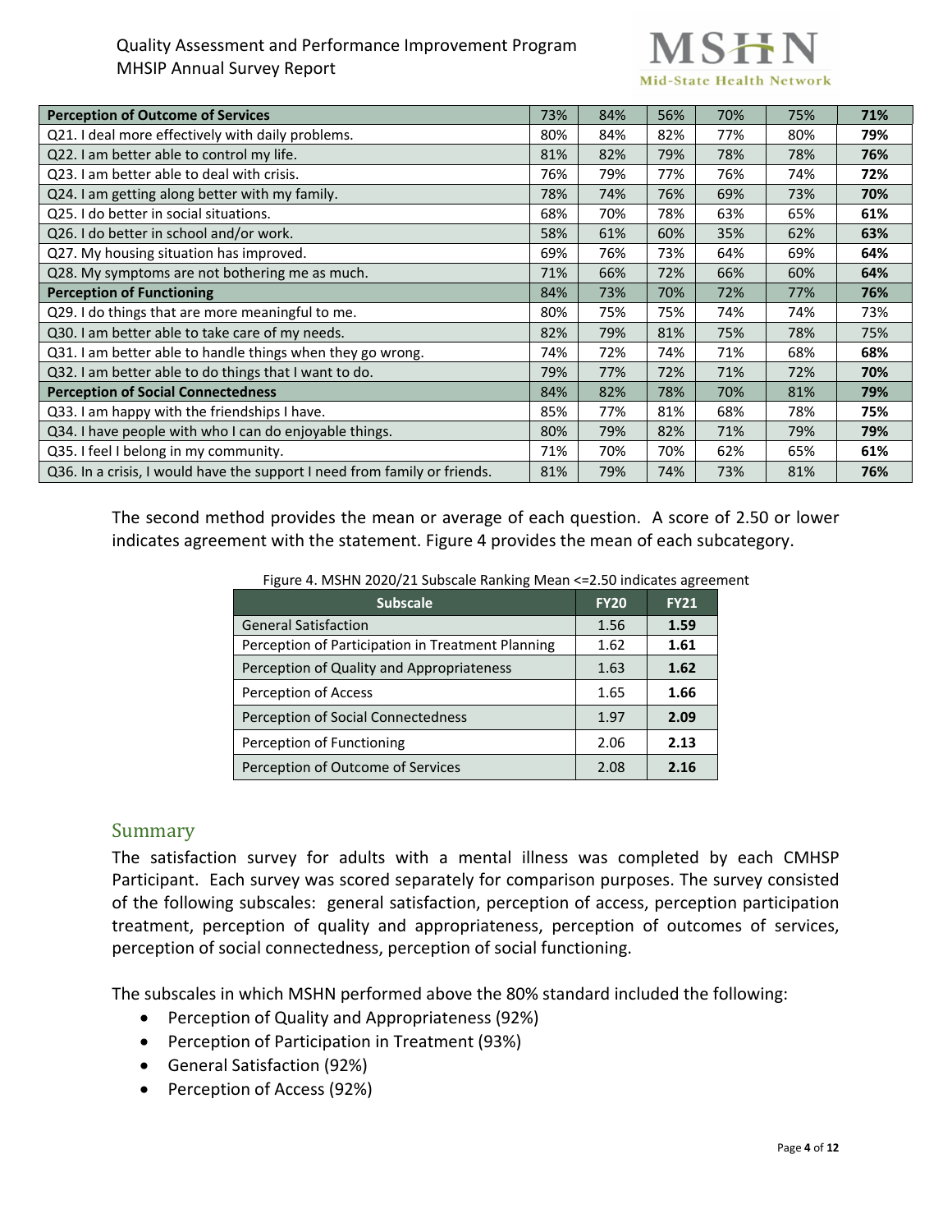| Perception of Outcome of Services | 73% | 84% | 56% | 70% | 75% | **71%** |
|---|---|---|---|---|---|---|
| Q21. I deal more effectively with daily problems. | 80% | 84% | 82% | 77% | 80% | **79%** |
| Q22. I am better able to control my life. | 81% | 82% | 79% | 78% | 78% | **76%** |
| Q23. I am better able to deal with crisis. | 76% | 79% | 77% | 76% | 74% | **72%** |
| Q24. I am getting along better with my family. | 78% | 74% | 76% | 69% | 73% | **70%** |
| Q25. I do better in social situations. | 68% | 70% | 78% | 63% | 65% | **61%** |
| Q26. I do better in school and/or work. | 58% | 61% | 60% | 35% | 62% | **63%** |
| Q27. My housing situation has improved. | 69% | 76% | 73% | 64% | 69% | **64%** |
| Q28. My symptoms are not bothering me as much. | 71% | 66% | 72% | 66% | 60% | **64%** |
| **Perception of Functioning** | 84% | 73% | 70% | 72% | 77% | **76%** |
| Q29. I do things that are more meaningful to me. | 80% | 75% | 75% | 74% | 74% | 73% |
| Q30. I am better able to take care of my needs. | 82% | 79% | 81% | 75% | 78% | 75% |
| Q31. I am better able to handle things when they go wrong. | 74% | 72% | 74% | 71% | 68% | **68%** |
| Q32. I am better able to do things that I want to do. | 79% | 77% | 72% | 71% | 72% | **70%** |
| **Perception of Social Connectedness** | 84% | 82% | 78% | 70% | 81% | **79%** |
| Q33. I am happy with the friendships I have. | 85% | 77% | 81% | 68% | 78% | **75%** |
| Q34. I have people with who I can do enjoyable things. | 80% | 79% | 82% | 71% | 79% | **79%** |
| Q35. I feel I belong in my community. | 71% | 70% | 70% | 62% | 65% | **61%** |
| Q36. In a crisis, I would have the support I need from family or friends. | 81% | 79% | 74% | 73% | 81% | **76%** |

The second method provides the mean or average of each question. A score of 2.50 or lower indicates agreement with the statement. Figure 4 provides the mean of each subcategory.

Figure 4. MSHN 2020/21 Subscale Ranking Mean <=2.50 indicates agreement

| Subscale | FY20 | FY21 |
|---|---|---|
| General Satisfaction | 1.56 | **1.59** |
| Perception of Participation in Treatment Planning | 1.62 | **1.61** |
| Perception of Quality and Appropriateness | 1.63 | **1.62** |
| Perception of Access | 1.65 | **1.66** |
| Perception of Social Connectedness | 1.97 | **2.09** |
| Perception of Functioning | 2.06 | **2.13** |
| Perception of Outcome of Services | 2.08 | **2.16** |

## Summary

The satisfaction survey for adults with a mental illness was completed by each CMHSP Participant. Each survey was scored separately for comparison purposes. The survey consisted of the following subscales: general satisfaction, perception of access, perception participation treatment, perception of quality and appropriateness, perception of outcomes of services, perception of social connectedness, perception of social functioning.

The subscales in which MSHN performed above the 80% standard included the following:

- Perception of Quality and Appropriateness (92%)
- Perception of Participation in Treatment (93%)
- General Satisfaction (92%)
- Perception of Access (92%)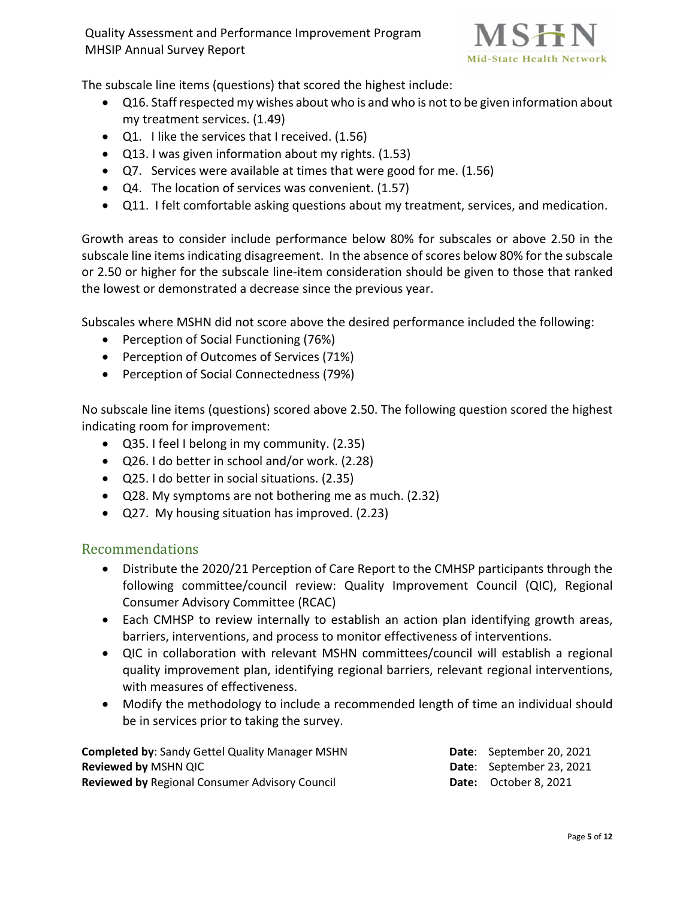The subscale line items (questions) that scored the highest include:

- Q16. Staff respected my wishes about who is and who is not to be given information about my treatment services. (1.49)
- Q1. I like the services that I received. (1.56)
- Q13. I was given information about my rights. (1.53)
- Q7. Services were available at times that were good for me. (1.56)
- Q4. The location of services was convenient. (1.57)
- Q11. I felt comfortable asking questions about my treatment, services, and medication.

Growth areas to consider include performance below 80% for subscales or above 2.50 in the subscale line items indicating disagreement. In the absence of scores below 80% for the subscale or 2.50 or higher for the subscale line-item consideration should be given to those that ranked the lowest or demonstrated a decrease since the previous year.

Subscales where MSHN did not score above the desired performance included the following:

- Perception of Social Functioning (76%)
- Perception of Outcomes of Services (71%)
- Perception of Social Connectedness (79%)

No subscale line items (questions) scored above 2.50. The following question scored the highest indicating room for improvement:

- Q35. I feel I belong in my community. (2.35)
- Q26. I do better in school and/or work. (2.28)
- Q25. I do better in social situations. (2.35)
- Q28. My symptoms are not bothering me as much. (2.32)
- Q27. My housing situation has improved. (2.23)

## Recommendations

- Distribute the 2020/21 Perception of Care Report to the CMHSP participants through the following committee/council review: Quality Improvement Council (QIC), Regional Consumer Advisory Committee (RCAC)
- Each CMHSP to review internally to establish an action plan identifying growth areas, barriers, interventions, and process to monitor effectiveness of interventions.
- QIC in collaboration with relevant MSHN committees/council will establish a regional quality improvement plan, identifying regional barriers, relevant regional interventions, with measures of effectiveness.
- Modify the methodology to include a recommended length of time an individual should be in services prior to taking the survey.

**Completed by**: Sandy Gettel Quality Manager MSHN — **Date**: September 20, 2021
**Reviewed by** MSHN QIC — **Date**: September 23, 2021
**Reviewed by** Regional Consumer Advisory Council — **Date:** October 8, 2021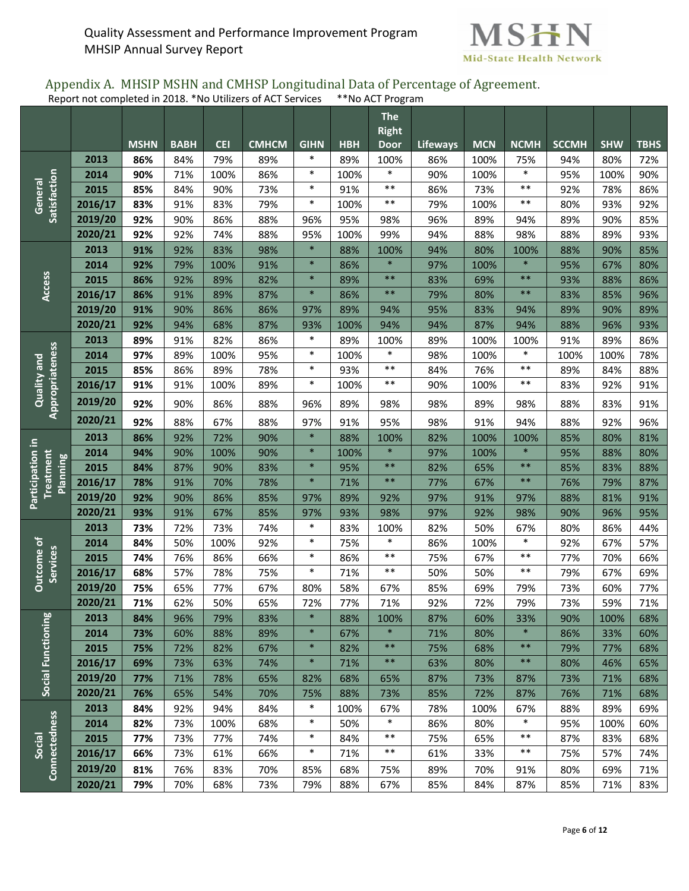## Appendix A. MHSIP MSHN and CMHSP Longitudinal Data of Percentage of Agreement.

Report not completed in 2018. *No Utilizers of ACT Services **No ACT Program

| | | MSHN | BABH | CEI | CMHCM | GIHN | HBH | The Right Door | Lifeways | MCN | NCMH | SCCMH | SHW | TBHS |
|---|---|---|---|---|---|---|---|---|---|---|---|---|---|---|
| General Satisfaction | 2013 | **86%** | 84% | 79% | 89% | * | 89% | 100% | 86% | 100% | 75% | 94% | 80% | 72% |
| | 2014 | **90%** | 71% | 100% | 86% | * | 100% | * | 90% | 100% | * | 95% | 100% | 90% |
| | 2015 | **85%** | 84% | 90% | 73% | * | 91% | ** | 86% | 73% | ** | 92% | 78% | 86% |
| | 2016/17 | **83%** | 91% | 83% | 79% | * | 100% | ** | 79% | 100% | ** | 80% | 93% | 92% |
| | 2019/20 | **92%** | 90% | 86% | 88% | 96% | 95% | 98% | 96% | 89% | 94% | 89% | 90% | 85% |
| | 2020/21 | **92%** | 92% | 74% | 88% | 95% | 100% | 99% | 94% | 88% | 98% | 88% | 89% | 93% |
| Access | 2013 | **91%** | 92% | 83% | 98% | * | 88% | 100% | 94% | 80% | 100% | 88% | 90% | 85% |
| | 2014 | **92%** | 79% | 100% | 91% | * | 86% | * | 97% | 100% | * | 95% | 67% | 80% |
| | 2015 | **86%** | 92% | 89% | 82% | * | 89% | ** | 83% | 69% | ** | 93% | 88% | 86% |
| | 2016/17 | **86%** | 91% | 89% | 87% | * | 86% | ** | 79% | 80% | ** | 83% | 85% | 96% |
| | 2019/20 | **91%** | 90% | 86% | 86% | 97% | 89% | 94% | 95% | 83% | 94% | 89% | 90% | 89% |
| | 2020/21 | **92%** | 94% | 68% | 87% | 93% | 100% | 94% | 94% | 87% | 94% | 88% | 96% | 93% |
| Quality and Appropriateness | 2013 | **89%** | 91% | 82% | 86% | * | 89% | 100% | 89% | 100% | 100% | 91% | 89% | 86% |
| | 2014 | **97%** | 89% | 100% | 95% | * | 100% | * | 98% | 100% | * | 100% | 100% | 78% |
| | 2015 | **85%** | 86% | 89% | 78% | * | 93% | ** | 84% | 76% | ** | 89% | 84% | 88% |
| | 2016/17 | **91%** | 91% | 100% | 89% | * | 100% | ** | 90% | 100% | ** | 83% | 92% | 91% |
| | 2019/20 | **92%** | 90% | 86% | 88% | 96% | 89% | 98% | 98% | 89% | 98% | 88% | 83% | 91% |
| | 2020/21 | **92%** | 88% | 67% | 88% | 97% | 91% | 95% | 98% | 91% | 94% | 88% | 92% | 96% |
| Participation in Treatment Planning | 2013 | **86%** | 92% | 72% | 90% | * | 88% | 100% | 82% | 100% | 100% | 85% | 80% | 81% |
| | 2014 | **94%** | 90% | 100% | 90% | * | 100% | * | 97% | 100% | * | 95% | 88% | 80% |
| | 2015 | **84%** | 87% | 90% | 83% | * | 95% | ** | 82% | 65% | ** | 85% | 83% | 88% |
| | 2016/17 | **78%** | 91% | 70% | 78% | * | 71% | ** | 77% | 67% | ** | 76% | 79% | 87% |
| | 2019/20 | **92%** | 90% | 86% | 85% | 97% | 89% | 92% | 97% | 91% | 97% | 88% | 81% | 91% |
| | 2020/21 | **93%** | 91% | 67% | 85% | 97% | 93% | 98% | 97% | 92% | 98% | 90% | 96% | 95% |
| Outcome of Services | 2013 | **73%** | 72% | 73% | 74% | * | 83% | 100% | 82% | 50% | 67% | 80% | 86% | 44% |
| | 2014 | **84%** | 50% | 100% | 92% | * | 75% | * | 86% | 100% | * | 92% | 67% | 57% |
| | 2015 | **74%** | 76% | 86% | 66% | * | 86% | ** | 75% | 67% | ** | 77% | 70% | 66% |
| | 2016/17 | **68%** | 57% | 78% | 75% | * | 71% | ** | 50% | 50% | ** | 79% | 67% | 69% |
| | 2019/20 | **75%** | 65% | 77% | 67% | 80% | 58% | 67% | 85% | 69% | 79% | 73% | 60% | 77% |
| | 2020/21 | **71%** | 62% | 50% | 65% | 72% | 77% | 71% | 92% | 72% | 79% | 73% | 59% | 71% |
| Social Functioning | 2013 | **84%** | 96% | 79% | 83% | * | 88% | 100% | 87% | 60% | 33% | 90% | 100% | 68% |
| | 2014 | **73%** | 60% | 88% | 89% | * | 67% | * | 71% | 80% | * | 86% | 33% | 60% |
| | 2015 | **75%** | 72% | 82% | 67% | * | 82% | ** | 75% | 68% | ** | 79% | 77% | 68% |
| | 2016/17 | **69%** | 73% | 63% | 74% | * | 71% | ** | 63% | 80% | ** | 80% | 46% | 65% |
| | 2019/20 | **77%** | 71% | 78% | 65% | 82% | 68% | 65% | 87% | 73% | 87% | 73% | 71% | 68% |
| | 2020/21 | **76%** | 65% | 54% | 70% | 75% | 88% | 73% | 85% | 72% | 87% | 76% | 71% | 68% |
| Social Connectedness | 2013 | **84%** | 92% | 94% | 84% | * | 100% | 67% | 78% | 100% | 67% | 88% | 89% | 69% |
| | 2014 | **82%** | 73% | 100% | 68% | * | 50% | * | 86% | 80% | * | 95% | 100% | 60% |
| | 2015 | **77%** | 73% | 77% | 74% | * | 84% | ** | 75% | 65% | ** | 87% | 83% | 68% |
| | 2016/17 | **66%** | 73% | 61% | 66% | * | 71% | ** | 61% | 33% | ** | 75% | 57% | 74% |
| | 2019/20 | **81%** | 76% | 83% | 70% | 85% | 68% | 75% | 89% | 70% | 91% | 80% | 69% | 71% |
| | 2020/21 | **79%** | 70% | 68% | 73% | 79% | 88% | 67% | 85% | 84% | 87% | 85% | 71% | 83% |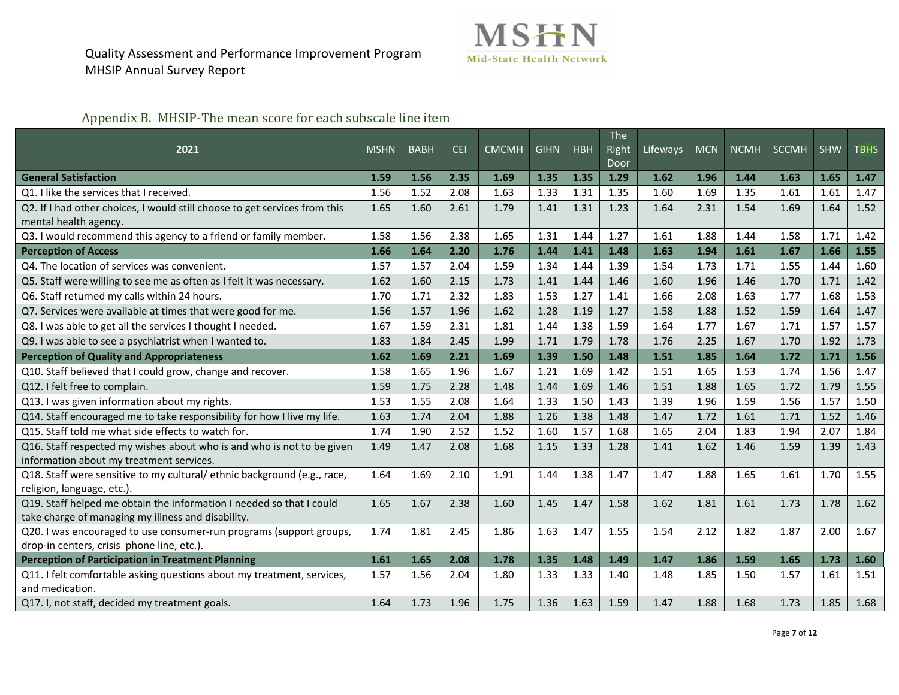Quality Assessment and Performance Improvement Program
MHSIP Annual Survey Report

## Appendix B. MHSIP-The mean score for each subscale line item

| 2021 | MSHN | BABH | CEI | CMCMH | GIHN | HBH | The Right Door | Lifeways | MCN | NCMH | SCCMH | SHW | TBHS |
|---|---|---|---|---|---|---|---|---|---|---|---|---|---|
| **General Satisfaction** | **1.59** | **1.56** | **2.35** | **1.69** | **1.35** | **1.35** | **1.29** | **1.62** | **1.96** | **1.44** | **1.63** | **1.65** | **1.47** |
| Q1. I like the services that I received. | 1.56 | 1.52 | 2.08 | 1.63 | 1.33 | 1.31 | 1.35 | 1.60 | 1.69 | 1.35 | 1.61 | 1.61 | 1.47 |
| Q2. If I had other choices, I would still choose to get services from this mental health agency. | 1.65 | 1.60 | 2.61 | 1.79 | 1.41 | 1.31 | 1.23 | 1.64 | 2.31 | 1.54 | 1.69 | 1.64 | 1.52 |
| Q3. I would recommend this agency to a friend or family member. | 1.58 | 1.56 | 2.38 | 1.65 | 1.31 | 1.44 | 1.27 | 1.61 | 1.88 | 1.44 | 1.58 | 1.71 | 1.42 |
| **Perception of Access** | **1.66** | **1.64** | **2.20** | **1.76** | **1.44** | **1.41** | **1.48** | **1.63** | **1.94** | **1.61** | **1.67** | **1.66** | **1.55** |
| Q4. The location of services was convenient. | 1.57 | 1.57 | 2.04 | 1.59 | 1.34 | 1.44 | 1.39 | 1.54 | 1.73 | 1.71 | 1.55 | 1.44 | 1.60 |
| Q5. Staff were willing to see me as often as I felt it was necessary. | 1.62 | 1.60 | 2.15 | 1.73 | 1.41 | 1.44 | 1.46 | 1.60 | 1.96 | 1.46 | 1.70 | 1.71 | 1.42 |
| Q6. Staff returned my calls within 24 hours. | 1.70 | 1.71 | 2.32 | 1.83 | 1.53 | 1.27 | 1.41 | 1.66 | 2.08 | 1.63 | 1.77 | 1.68 | 1.53 |
| Q7. Services were available at times that were good for me. | 1.56 | 1.57 | 1.96 | 1.62 | 1.28 | 1.19 | 1.27 | 1.58 | 1.88 | 1.52 | 1.59 | 1.64 | 1.47 |
| Q8. I was able to get all the services I thought I needed. | 1.67 | 1.59 | 2.31 | 1.81 | 1.44 | 1.38 | 1.59 | 1.64 | 1.77 | 1.67 | 1.71 | 1.57 | 1.57 |
| Q9. I was able to see a psychiatrist when I wanted to. | 1.83 | 1.84 | 2.45 | 1.99 | 1.71 | 1.79 | 1.78 | 1.76 | 2.25 | 1.67 | 1.70 | 1.92 | 1.73 |
| **Perception of Quality and Appropriateness** | **1.62** | **1.69** | **2.21** | **1.69** | **1.39** | **1.50** | **1.48** | **1.51** | **1.85** | **1.64** | **1.72** | **1.71** | **1.56** |
| Q10. Staff believed that I could grow, change and recover. | 1.58 | 1.65 | 1.96 | 1.67 | 1.21 | 1.69 | 1.42 | 1.51 | 1.65 | 1.53 | 1.74 | 1.56 | 1.47 |
| Q12. I felt free to complain. | 1.59 | 1.75 | 2.28 | 1.48 | 1.44 | 1.69 | 1.46 | 1.51 | 1.88 | 1.65 | 1.72 | 1.79 | 1.55 |
| Q13. I was given information about my rights. | 1.53 | 1.55 | 2.08 | 1.64 | 1.33 | 1.50 | 1.43 | 1.39 | 1.96 | 1.59 | 1.56 | 1.57 | 1.50 |
| Q14. Staff encouraged me to take responsibility for how I live my life. | 1.63 | 1.74 | 2.04 | 1.88 | 1.26 | 1.38 | 1.48 | 1.47 | 1.72 | 1.61 | 1.71 | 1.52 | 1.46 |
| Q15. Staff told me what side effects to watch for. | 1.74 | 1.90 | 2.52 | 1.52 | 1.60 | 1.57 | 1.68 | 1.65 | 2.04 | 1.83 | 1.94 | 2.07 | 1.84 |
| Q16. Staff respected my wishes about who is and who is not to be given information about my treatment services. | 1.49 | 1.47 | 2.08 | 1.68 | 1.15 | 1.33 | 1.28 | 1.41 | 1.62 | 1.46 | 1.59 | 1.39 | 1.43 |
| Q18. Staff were sensitive to my cultural/ ethnic background (e.g., race, religion, language, etc.). | 1.64 | 1.69 | 2.10 | 1.91 | 1.44 | 1.38 | 1.47 | 1.47 | 1.88 | 1.65 | 1.61 | 1.70 | 1.55 |
| Q19. Staff helped me obtain the information I needed so that I could take charge of managing my illness and disability. | 1.65 | 1.67 | 2.38 | 1.60 | 1.45 | 1.47 | 1.58 | 1.62 | 1.81 | 1.61 | 1.73 | 1.78 | 1.62 |
| Q20. I was encouraged to use consumer-run programs (support groups, drop-in centers, crisis phone line, etc.). | 1.74 | 1.81 | 2.45 | 1.86 | 1.63 | 1.47 | 1.55 | 1.54 | 2.12 | 1.82 | 1.87 | 2.00 | 1.67 |
| **Perception of Participation in Treatment Planning** | **1.61** | **1.65** | **2.08** | **1.78** | **1.35** | **1.48** | **1.49** | **1.47** | **1.86** | **1.59** | **1.65** | **1.73** | **1.60** |
| Q11. I felt comfortable asking questions about my treatment, services, and medication. | 1.57 | 1.56 | 2.04 | 1.80 | 1.33 | 1.33 | 1.40 | 1.48 | 1.85 | 1.50 | 1.57 | 1.61 | 1.51 |
| Q17. I, not staff, decided my treatment goals. | 1.64 | 1.73 | 1.96 | 1.75 | 1.36 | 1.63 | 1.59 | 1.47 | 1.88 | 1.68 | 1.73 | 1.85 | 1.68 |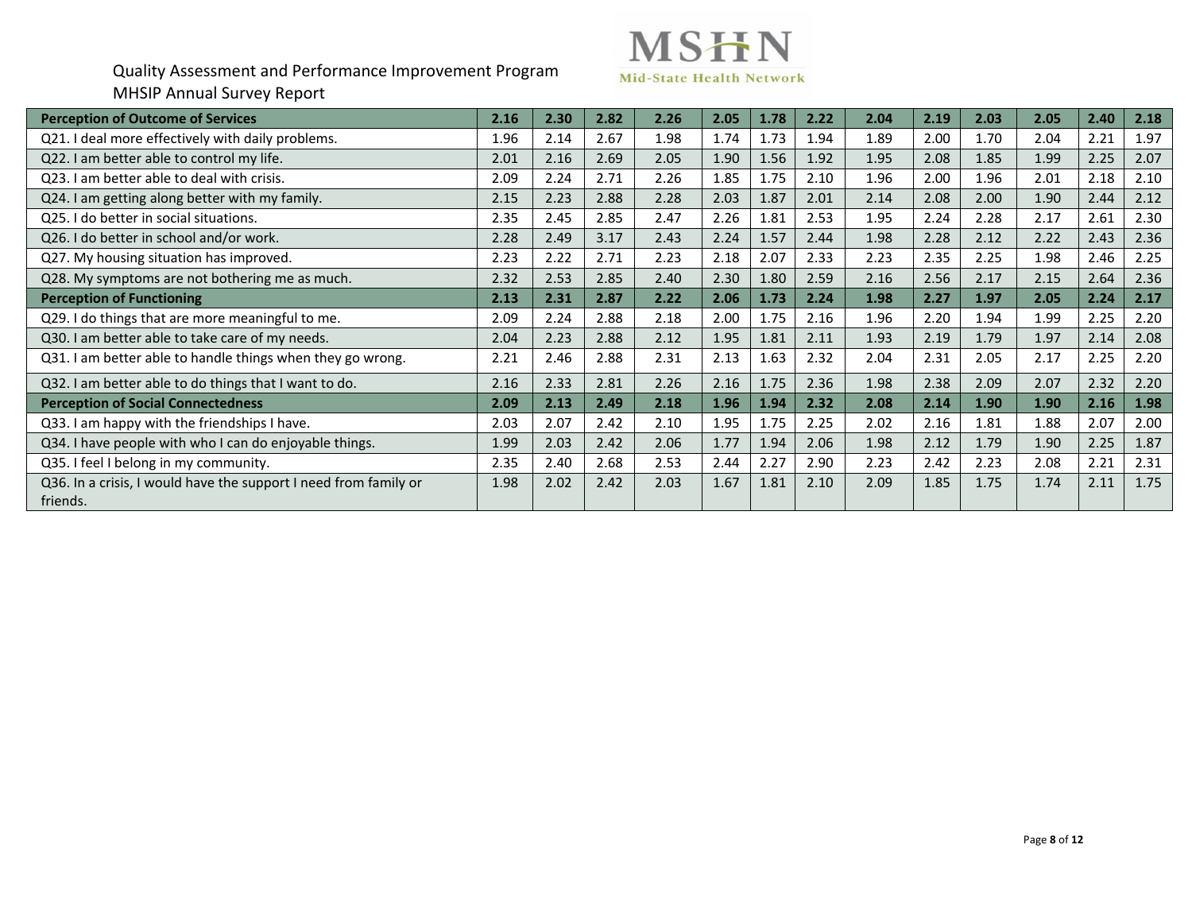Quality Assessment and Performance Improvement Program
MHSIP Annual Survey Report

| **Perception of Outcome of Services** | **2.16** | **2.30** | **2.82** | **2.26** | **2.05** | **1.78** | **2.22** | **2.04** | **2.19** | **2.03** | **2.05** | **2.40** | **2.18** |
|---|---|---|---|---|---|---|---|---|---|---|---|---|---|
| Q21. I deal more effectively with daily problems. | 1.96 | 2.14 | 2.67 | 1.98 | 1.74 | 1.73 | 1.94 | 1.89 | 2.00 | 1.70 | 2.04 | 2.21 | 1.97 |
| Q22. I am better able to control my life. | 2.01 | 2.16 | 2.69 | 2.05 | 1.90 | 1.56 | 1.92 | 1.95 | 2.08 | 1.85 | 1.99 | 2.25 | 2.07 |
| Q23. I am better able to deal with crisis. | 2.09 | 2.24 | 2.71 | 2.26 | 1.85 | 1.75 | 2.10 | 1.96 | 2.00 | 1.96 | 2.01 | 2.18 | 2.10 |
| Q24. I am getting along better with my family. | 2.15 | 2.23 | 2.88 | 2.28 | 2.03 | 1.87 | 2.01 | 2.14 | 2.08 | 2.00 | 1.90 | 2.44 | 2.12 |
| Q25. I do better in social situations. | 2.35 | 2.45 | 2.85 | 2.47 | 2.26 | 1.81 | 2.53 | 1.95 | 2.24 | 2.28 | 2.17 | 2.61 | 2.30 |
| Q26. I do better in school and/or work. | 2.28 | 2.49 | 3.17 | 2.43 | 2.24 | 1.57 | 2.44 | 1.98 | 2.28 | 2.12 | 2.22 | 2.43 | 2.36 |
| Q27. My housing situation has improved. | 2.23 | 2.22 | 2.71 | 2.23 | 2.18 | 2.07 | 2.33 | 2.23 | 2.35 | 2.25 | 1.98 | 2.46 | 2.25 |
| Q28. My symptoms are not bothering me as much. | 2.32 | 2.53 | 2.85 | 2.40 | 2.30 | 1.80 | 2.59 | 2.16 | 2.56 | 2.17 | 2.15 | 2.64 | 2.36 |
| **Perception of Functioning** | **2.13** | **2.31** | **2.87** | **2.22** | **2.06** | **1.73** | **2.24** | **1.98** | **2.27** | **1.97** | **2.05** | **2.24** | **2.17** |
| Q29. I do things that are more meaningful to me. | 2.09 | 2.24 | 2.88 | 2.18 | 2.00 | 1.75 | 2.16 | 1.96 | 2.20 | 1.94 | 1.99 | 2.25 | 2.20 |
| Q30. I am better able to take care of my needs. | 2.04 | 2.23 | 2.88 | 2.12 | 1.95 | 1.81 | 2.11 | 1.93 | 2.19 | 1.79 | 1.97 | 2.14 | 2.08 |
| Q31. I am better able to handle things when they go wrong. | 2.21 | 2.46 | 2.88 | 2.31 | 2.13 | 1.63 | 2.32 | 2.04 | 2.31 | 2.05 | 2.17 | 2.25 | 2.20 |
| Q32. I am better able to do things that I want to do. | 2.16 | 2.33 | 2.81 | 2.26 | 2.16 | 1.75 | 2.36 | 1.98 | 2.38 | 2.09 | 2.07 | 2.32 | 2.20 |
| **Perception of Social Connectedness** | **2.09** | **2.13** | **2.49** | **2.18** | **1.96** | **1.94** | **2.32** | **2.08** | **2.14** | **1.90** | **1.90** | **2.16** | **1.98** |
| Q33. I am happy with the friendships I have. | 2.03 | 2.07 | 2.42 | 2.10 | 1.95 | 1.75 | 2.25 | 2.02 | 2.16 | 1.81 | 1.88 | 2.07 | 2.00 |
| Q34. I have people with who I can do enjoyable things. | 1.99 | 2.03 | 2.42 | 2.06 | 1.77 | 1.94 | 2.06 | 1.98 | 2.12 | 1.79 | 1.90 | 2.25 | 1.87 |
| Q35. I feel I belong in my community. | 2.35 | 2.40 | 2.68 | 2.53 | 2.44 | 2.27 | 2.90 | 2.23 | 2.42 | 2.23 | 2.08 | 2.21 | 2.31 |
| Q36. In a crisis, I would have the support I need from family or friends. | 1.98 | 2.02 | 2.42 | 2.03 | 1.67 | 1.81 | 2.10 | 2.09 | 1.85 | 1.75 | 1.74 | 2.11 | 1.75 |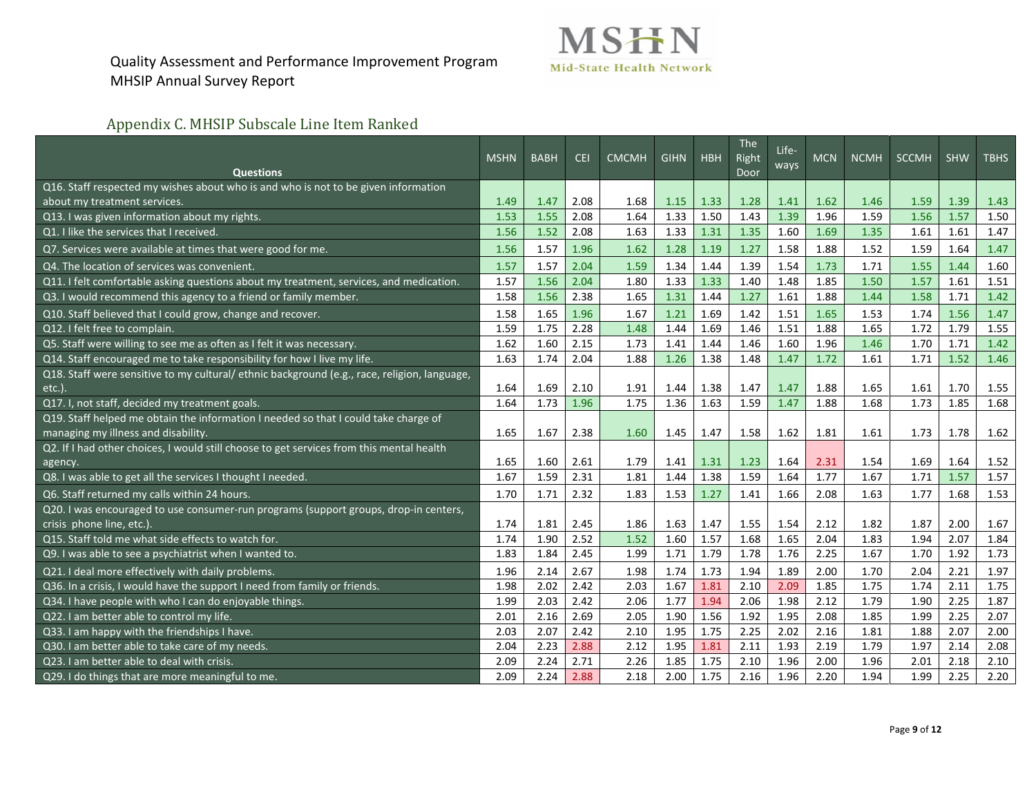Quality Assessment and Performance Improvement Program
MHSIP Annual Survey Report

## Appendix C. MHSIP Subscale Line Item Ranked

| Questions | MSHN | BABH | CEI | CMCMH | GIHN | HBH | The Right Door | Life-ways | MCN | NCMH | SCCMH | SHW | TBHS |
|---|---|---|---|---|---|---|---|---|---|---|---|---|---|
| Q16. Staff respected my wishes about who is and who is not to be given information about my treatment services. | 1.49 | 1.47 | 2.08 | 1.68 | 1.15 | 1.33 | 1.28 | 1.41 | 1.62 | 1.46 | 1.59 | 1.39 | 1.43 |
| Q13. I was given information about my rights. | 1.53 | 1.55 | 2.08 | 1.64 | 1.33 | 1.50 | 1.43 | 1.39 | 1.96 | 1.59 | 1.56 | 1.57 | 1.50 |
| Q1. I like the services that I received. | 1.56 | 1.52 | 2.08 | 1.63 | 1.33 | 1.31 | 1.35 | 1.60 | 1.69 | 1.35 | 1.61 | 1.61 | 1.47 |
| Q7. Services were available at times that were good for me. | 1.56 | 1.57 | 1.96 | 1.62 | 1.28 | 1.19 | 1.27 | 1.58 | 1.88 | 1.52 | 1.59 | 1.64 | 1.47 |
| Q4. The location of services was convenient. | 1.57 | 1.57 | 2.04 | 1.59 | 1.34 | 1.44 | 1.39 | 1.54 | 1.73 | 1.71 | 1.55 | 1.44 | 1.60 |
| Q11. I felt comfortable asking questions about my treatment, services, and medication. | 1.57 | 1.56 | 2.04 | 1.80 | 1.33 | 1.33 | 1.40 | 1.48 | 1.85 | 1.50 | 1.57 | 1.61 | 1.51 |
| Q3. I would recommend this agency to a friend or family member. | 1.58 | 1.56 | 2.38 | 1.65 | 1.31 | 1.44 | 1.27 | 1.61 | 1.88 | 1.44 | 1.58 | 1.71 | 1.42 |
| Q10. Staff believed that I could grow, change and recover. | 1.58 | 1.65 | 1.96 | 1.67 | 1.21 | 1.69 | 1.42 | 1.51 | 1.65 | 1.53 | 1.74 | 1.56 | 1.47 |
| Q12. I felt free to complain. | 1.59 | 1.75 | 2.28 | 1.48 | 1.44 | 1.69 | 1.46 | 1.51 | 1.88 | 1.65 | 1.72 | 1.79 | 1.55 |
| Q5. Staff were willing to see me as often as I felt it was necessary. | 1.62 | 1.60 | 2.15 | 1.73 | 1.41 | 1.44 | 1.46 | 1.60 | 1.96 | 1.46 | 1.70 | 1.71 | 1.42 |
| Q14. Staff encouraged me to take responsibility for how I live my life. | 1.63 | 1.74 | 2.04 | 1.88 | 1.26 | 1.38 | 1.48 | 1.47 | 1.72 | 1.61 | 1.71 | 1.52 | 1.46 |
| Q18. Staff were sensitive to my cultural/ ethnic background (e.g., race, religion, language, etc.). | 1.64 | 1.69 | 2.10 | 1.91 | 1.44 | 1.38 | 1.47 | 1.47 | 1.88 | 1.65 | 1.61 | 1.70 | 1.55 |
| Q17. I, not staff, decided my treatment goals. | 1.64 | 1.73 | 1.96 | 1.75 | 1.36 | 1.63 | 1.59 | 1.47 | 1.88 | 1.68 | 1.73 | 1.85 | 1.68 |
| Q19. Staff helped me obtain the information I needed so that I could take charge of managing my illness and disability. | 1.65 | 1.67 | 2.38 | 1.60 | 1.45 | 1.47 | 1.58 | 1.62 | 1.81 | 1.61 | 1.73 | 1.78 | 1.62 |
| Q2. If I had other choices, I would still choose to get services from this mental health agency. | 1.65 | 1.60 | 2.61 | 1.79 | 1.41 | 1.31 | 1.23 | 1.64 | 2.31 | 1.54 | 1.69 | 1.64 | 1.52 |
| Q8. I was able to get all the services I thought I needed. | 1.67 | 1.59 | 2.31 | 1.81 | 1.44 | 1.38 | 1.59 | 1.64 | 1.77 | 1.67 | 1.71 | 1.57 | 1.57 |
| Q6. Staff returned my calls within 24 hours. | 1.70 | 1.71 | 2.32 | 1.83 | 1.53 | 1.27 | 1.41 | 1.66 | 2.08 | 1.63 | 1.77 | 1.68 | 1.53 |
| Q20. I was encouraged to use consumer-run programs (support groups, drop-in centers, crisis phone line, etc.). | 1.74 | 1.81 | 2.45 | 1.86 | 1.63 | 1.47 | 1.55 | 1.54 | 2.12 | 1.82 | 1.87 | 2.00 | 1.67 |
| Q15. Staff told me what side effects to watch for. | 1.74 | 1.90 | 2.52 | 1.52 | 1.60 | 1.57 | 1.68 | 1.65 | 2.04 | 1.83 | 1.94 | 2.07 | 1.84 |
| Q9. I was able to see a psychiatrist when I wanted to. | 1.83 | 1.84 | 2.45 | 1.99 | 1.71 | 1.79 | 1.78 | 1.76 | 2.25 | 1.67 | 1.70 | 1.92 | 1.73 |
| Q21. I deal more effectively with daily problems. | 1.96 | 2.14 | 2.67 | 1.98 | 1.74 | 1.73 | 1.94 | 1.89 | 2.00 | 1.70 | 2.04 | 2.21 | 1.97 |
| Q36. In a crisis, I would have the support I need from family or friends. | 1.98 | 2.02 | 2.42 | 2.03 | 1.67 | 1.81 | 2.10 | 2.09 | 1.85 | 1.75 | 1.74 | 2.11 | 1.75 |
| Q34. I have people with who I can do enjoyable things. | 1.99 | 2.03 | 2.42 | 2.06 | 1.77 | 1.94 | 2.06 | 1.98 | 2.12 | 1.79 | 1.90 | 2.25 | 1.87 |
| Q22. I am better able to control my life. | 2.01 | 2.16 | 2.69 | 2.05 | 1.90 | 1.56 | 1.92 | 1.95 | 2.08 | 1.85 | 1.99 | 2.25 | 2.07 |
| Q33. I am happy with the friendships I have. | 2.03 | 2.07 | 2.42 | 2.10 | 1.95 | 1.75 | 2.25 | 2.02 | 2.16 | 1.81 | 1.88 | 2.07 | 2.00 |
| Q30. I am better able to take care of my needs. | 2.04 | 2.23 | 2.88 | 2.12 | 1.95 | 1.81 | 2.11 | 1.93 | 2.19 | 1.79 | 1.97 | 2.14 | 2.08 |
| Q23. I am better able to deal with crisis. | 2.09 | 2.24 | 2.71 | 2.26 | 1.85 | 1.75 | 2.10 | 1.96 | 2.00 | 1.96 | 2.01 | 2.18 | 2.10 |
| Q29. I do things that are more meaningful to me. | 2.09 | 2.24 | 2.88 | 2.18 | 2.00 | 1.75 | 2.16 | 1.96 | 2.20 | 1.94 | 1.99 | 2.25 | 2.20 |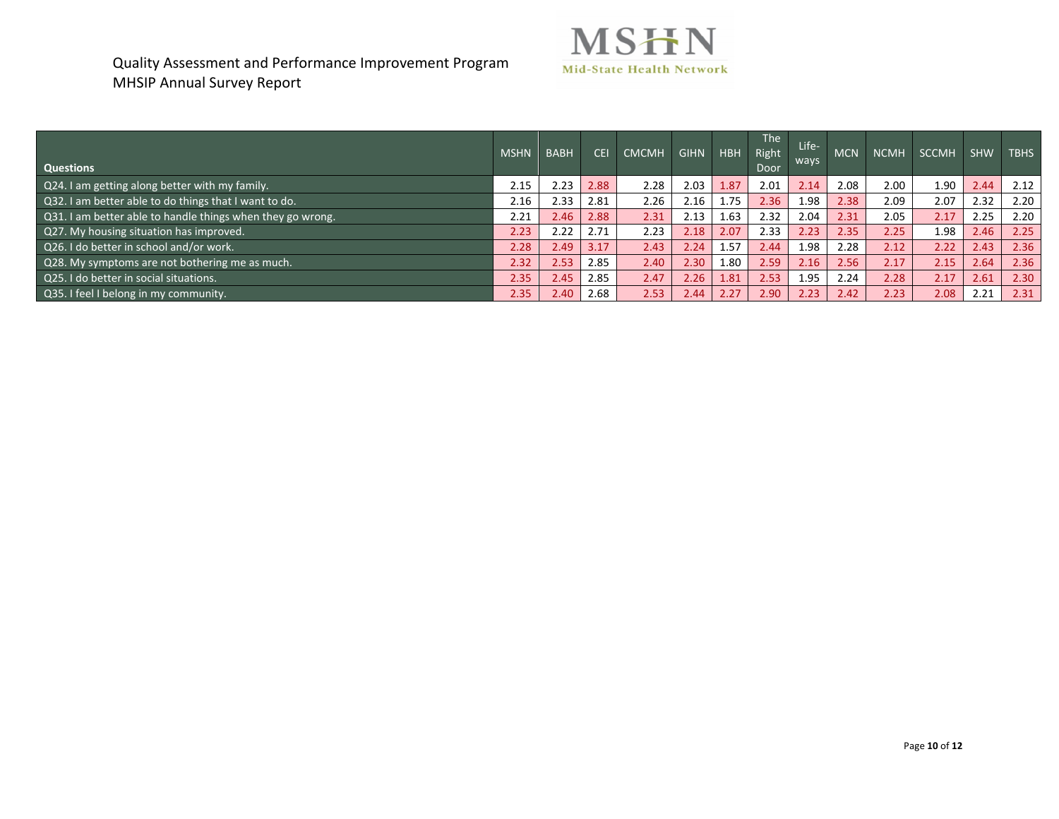Quality Assessment and Performance Improvement Program
MHSIP Annual Survey Report

| Questions | MSHN | BABH | CEI | CMCMH | GIHN | HBH | The Right Door | Life-ways | MCN | NCMH | SCCMH | SHW | TBHS |
|---|---|---|---|---|---|---|---|---|---|---|---|---|---|
| Q24. I am getting along better with my family. | 2.15 | 2.23 | 2.88 | 2.28 | 2.03 | 1.87 | 2.01 | 2.14 | 2.08 | 2.00 | 1.90 | 2.44 | 2.12 |
| Q32. I am better able to do things that I want to do. | 2.16 | 2.33 | 2.81 | 2.26 | 2.16 | 1.75 | 2.36 | 1.98 | 2.38 | 2.09 | 2.07 | 2.32 | 2.20 |
| Q31. I am better able to handle things when they go wrong. | 2.21 | 2.46 | 2.88 | 2.31 | 2.13 | 1.63 | 2.32 | 2.04 | 2.31 | 2.05 | 2.17 | 2.25 | 2.20 |
| Q27. My housing situation has improved. | 2.23 | 2.22 | 2.71 | 2.23 | 2.18 | 2.07 | 2.33 | 2.23 | 2.35 | 2.25 | 1.98 | 2.46 | 2.25 |
| Q26. I do better in school and/or work. | 2.28 | 2.49 | 3.17 | 2.43 | 2.24 | 1.57 | 2.44 | 1.98 | 2.28 | 2.12 | 2.22 | 2.43 | 2.36 |
| Q28. My symptoms are not bothering me as much. | 2.32 | 2.53 | 2.85 | 2.40 | 2.30 | 1.80 | 2.59 | 2.16 | 2.56 | 2.17 | 2.15 | 2.64 | 2.36 |
| Q25. I do better in social situations. | 2.35 | 2.45 | 2.85 | 2.47 | 2.26 | 1.81 | 2.53 | 1.95 | 2.24 | 2.28 | 2.17 | 2.61 | 2.30 |
| Q35. I feel I belong in my community. | 2.35 | 2.40 | 2.68 | 2.53 | 2.44 | 2.27 | 2.90 | 2.23 | 2.42 | 2.23 | 2.08 | 2.21 | 2.31 |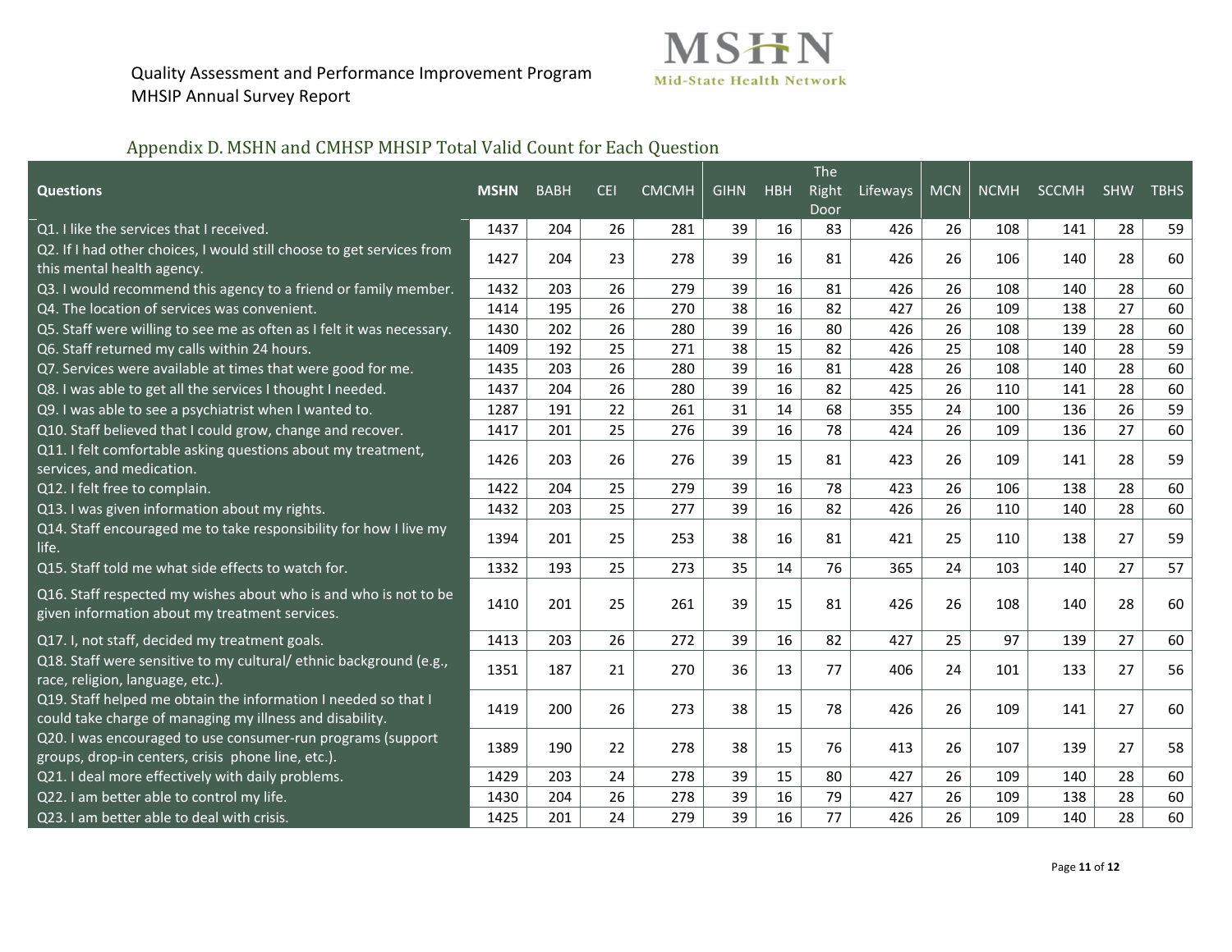## Appendix D. MSHN and CMHSP MHSIP Total Valid Count for Each Question

| Questions | MSHN | BABH | CEI | CMCMH | GIHN | HBH | The Right Door | Lifeways | MCN | NCMH | SCCMH | SHW | TBHS |
|---|---|---|---|---|---|---|---|---|---|---|---|---|---|
| Q1. I like the services that I received. | 1437 | 204 | 26 | 281 | 39 | 16 | 83 | 426 | 26 | 108 | 141 | 28 | 59 |
| Q2. If I had other choices, I would still choose to get services from this mental health agency. | 1427 | 204 | 23 | 278 | 39 | 16 | 81 | 426 | 26 | 106 | 140 | 28 | 60 |
| Q3. I would recommend this agency to a friend or family member. | 1432 | 203 | 26 | 279 | 39 | 16 | 81 | 426 | 26 | 108 | 140 | 28 | 60 |
| Q4. The location of services was convenient. | 1414 | 195 | 26 | 270 | 38 | 16 | 82 | 427 | 26 | 109 | 138 | 27 | 60 |
| Q5. Staff were willing to see me as often as I felt it was necessary. | 1430 | 202 | 26 | 280 | 39 | 16 | 80 | 426 | 26 | 108 | 139 | 28 | 60 |
| Q6. Staff returned my calls within 24 hours. | 1409 | 192 | 25 | 271 | 38 | 15 | 82 | 426 | 25 | 108 | 140 | 28 | 59 |
| Q7. Services were available at times that were good for me. | 1435 | 203 | 26 | 280 | 39 | 16 | 81 | 428 | 26 | 108 | 140 | 28 | 60 |
| Q8. I was able to get all the services I thought I needed. | 1437 | 204 | 26 | 280 | 39 | 16 | 82 | 425 | 26 | 110 | 141 | 28 | 60 |
| Q9. I was able to see a psychiatrist when I wanted to. | 1287 | 191 | 22 | 261 | 31 | 14 | 68 | 355 | 24 | 100 | 136 | 26 | 59 |
| Q10. Staff believed that I could grow, change and recover. | 1417 | 201 | 25 | 276 | 39 | 16 | 78 | 424 | 26 | 109 | 136 | 27 | 60 |
| Q11. I felt comfortable asking questions about my treatment, services, and medication. | 1426 | 203 | 26 | 276 | 39 | 15 | 81 | 423 | 26 | 109 | 141 | 28 | 59 |
| Q12. I felt free to complain. | 1422 | 204 | 25 | 279 | 39 | 16 | 78 | 423 | 26 | 106 | 138 | 28 | 60 |
| Q13. I was given information about my rights. | 1432 | 203 | 25 | 277 | 39 | 16 | 82 | 426 | 26 | 110 | 140 | 28 | 60 |
| Q14. Staff encouraged me to take responsibility for how I live my life. | 1394 | 201 | 25 | 253 | 38 | 16 | 81 | 421 | 25 | 110 | 138 | 27 | 59 |
| Q15. Staff told me what side effects to watch for. | 1332 | 193 | 25 | 273 | 35 | 14 | 76 | 365 | 24 | 103 | 140 | 27 | 57 |
| Q16. Staff respected my wishes about who is and who is not to be given information about my treatment services. | 1410 | 201 | 25 | 261 | 39 | 15 | 81 | 426 | 26 | 108 | 140 | 28 | 60 |
| Q17. I, not staff, decided my treatment goals. | 1413 | 203 | 26 | 272 | 39 | 16 | 82 | 427 | 25 | 97 | 139 | 27 | 60 |
| Q18. Staff were sensitive to my cultural/ ethnic background (e.g., race, religion, language, etc.). | 1351 | 187 | 21 | 270 | 36 | 13 | 77 | 406 | 24 | 101 | 133 | 27 | 56 |
| Q19. Staff helped me obtain the information I needed so that I could take charge of managing my illness and disability. | 1419 | 200 | 26 | 273 | 38 | 15 | 78 | 426 | 26 | 109 | 141 | 27 | 60 |
| Q20. I was encouraged to use consumer-run programs (support groups, drop-in centers, crisis phone line, etc.). | 1389 | 190 | 22 | 278 | 38 | 15 | 76 | 413 | 26 | 107 | 139 | 27 | 58 |
| Q21. I deal more effectively with daily problems. | 1429 | 203 | 24 | 278 | 39 | 15 | 80 | 427 | 26 | 109 | 140 | 28 | 60 |
| Q22. I am better able to control my life. | 1430 | 204 | 26 | 278 | 39 | 16 | 79 | 427 | 26 | 109 | 138 | 28 | 60 |
| Q23. I am better able to deal with crisis. | 1425 | 201 | 24 | 279 | 39 | 16 | 77 | 426 | 26 | 109 | 140 | 28 | 60 |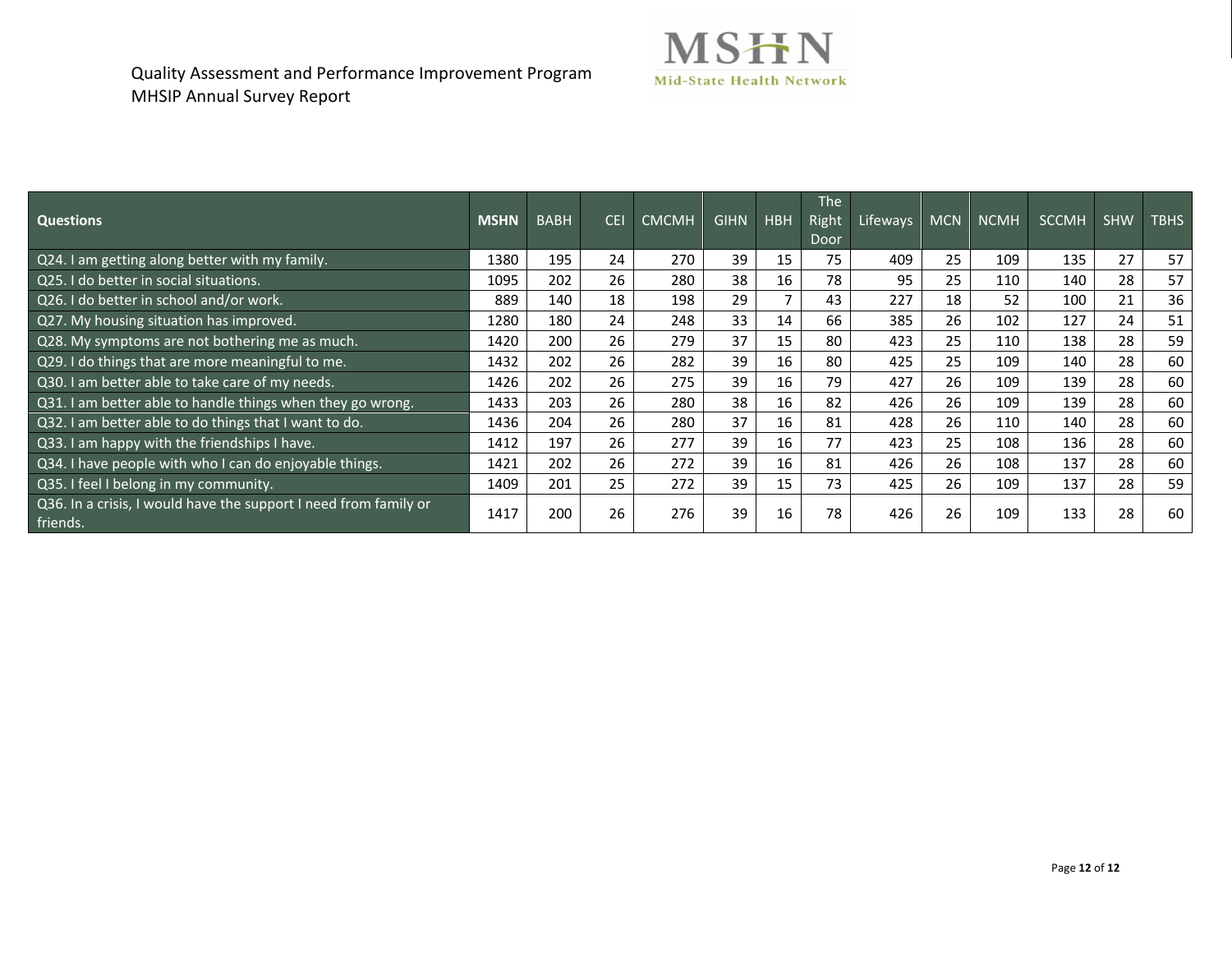| Questions | MSHN | BABH | CEI | CMCMH | GIHN | HBH | The Right Door | Lifeways | MCN | NCMH | SCCMH | SHW | TBHS |
|---|---|---|---|---|---|---|---|---|---|---|---|---|---|
| Q24. I am getting along better with my family. | 1380 | 195 | 24 | 270 | 39 | 15 | 75 | 409 | 25 | 109 | 135 | 27 | 57 |
| Q25. I do better in social situations. | 1095 | 202 | 26 | 280 | 38 | 16 | 78 | 95 | 25 | 110 | 140 | 28 | 57 |
| Q26. I do better in school and/or work. | 889 | 140 | 18 | 198 | 29 | 7 | 43 | 227 | 18 | 52 | 100 | 21 | 36 |
| Q27. My housing situation has improved. | 1280 | 180 | 24 | 248 | 33 | 14 | 66 | 385 | 26 | 102 | 127 | 24 | 51 |
| Q28. My symptoms are not bothering me as much. | 1420 | 200 | 26 | 279 | 37 | 15 | 80 | 423 | 25 | 110 | 138 | 28 | 59 |
| Q29. I do things that are more meaningful to me. | 1432 | 202 | 26 | 282 | 39 | 16 | 80 | 425 | 25 | 109 | 140 | 28 | 60 |
| Q30. I am better able to take care of my needs. | 1426 | 202 | 26 | 275 | 39 | 16 | 79 | 427 | 26 | 109 | 139 | 28 | 60 |
| Q31. I am better able to handle things when they go wrong. | 1433 | 203 | 26 | 280 | 38 | 16 | 82 | 426 | 26 | 109 | 139 | 28 | 60 |
| Q32. I am better able to do things that I want to do. | 1436 | 204 | 26 | 280 | 37 | 16 | 81 | 428 | 26 | 110 | 140 | 28 | 60 |
| Q33. I am happy with the friendships I have. | 1412 | 197 | 26 | 277 | 39 | 16 | 77 | 423 | 25 | 108 | 136 | 28 | 60 |
| Q34. I have people with who I can do enjoyable things. | 1421 | 202 | 26 | 272 | 39 | 16 | 81 | 426 | 26 | 108 | 137 | 28 | 60 |
| Q35. I feel I belong in my community. | 1409 | 201 | 25 | 272 | 39 | 15 | 73 | 425 | 26 | 109 | 137 | 28 | 59 |
| Q36. In a crisis, I would have the support I need from family or friends. | 1417 | 200 | 26 | 276 | 39 | 16 | 78 | 426 | 26 | 109 | 133 | 28 | 60 |